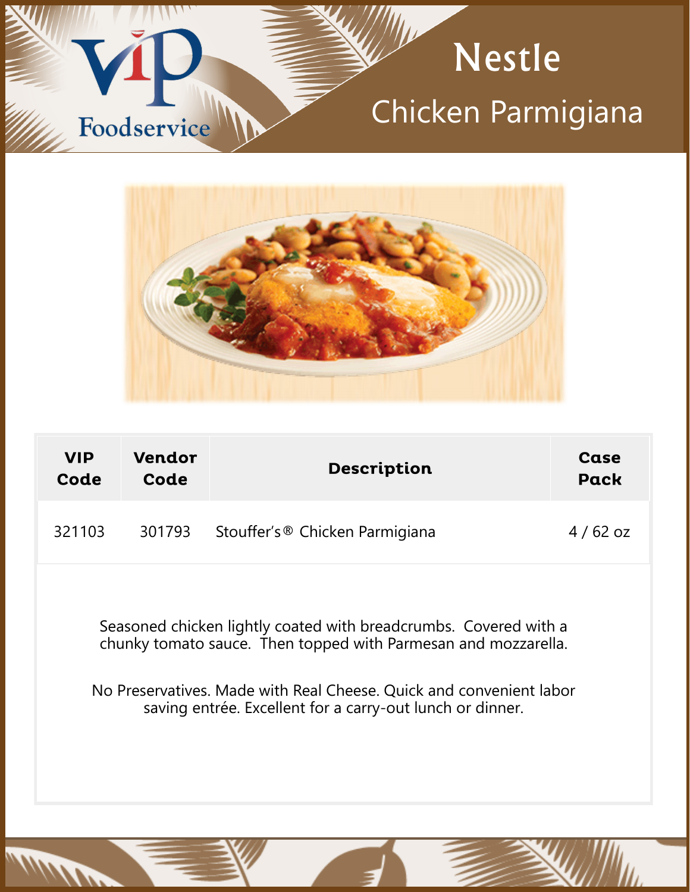# Nestle

## Chicken Parmigiana

| VIP Code | Vendor Code | Description | Case Pack |
|---|---|---|---|
| 321103 | 301793 | Stouffer's® Chicken Parmigiana | 4 / 62 oz |

Seasoned chicken lightly coated with breadcrumbs. Covered with a chunky tomato sauce. Then topped with Parmesan and mozzarella.

No Preservatives. Made with Real Cheese. Quick and convenient labor saving entrée. Excellent for a carry-out lunch or dinner.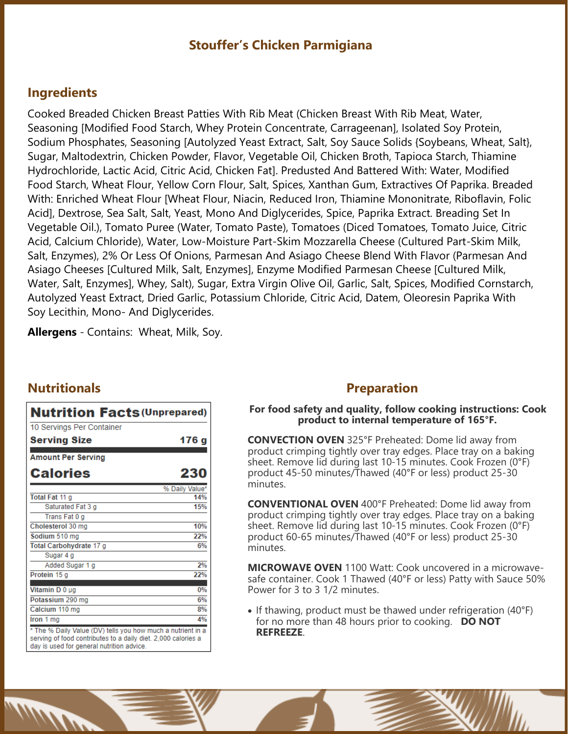# Stouffer's Chicken Parmigiana

## Ingredients

Cooked Breaded Chicken Breast Patties With Rib Meat (Chicken Breast With Rib Meat, Water, Seasoning [Modified Food Starch, Whey Protein Concentrate, Carrageenan], Isolated Soy Protein, Sodium Phosphates, Seasoning [Autolyzed Yeast Extract, Salt, Soy Sauce Solids {Soybeans, Wheat, Salt}, Sugar, Maltodextrin, Chicken Powder, Flavor, Vegetable Oil, Chicken Broth, Tapioca Starch, Thiamine Hydrochloride, Lactic Acid, Citric Acid, Chicken Fat]. Predusted And Battered With: Water, Modified Food Starch, Wheat Flour, Yellow Corn Flour, Salt, Spices, Xanthan Gum, Extractives Of Paprika. Breaded With: Enriched Wheat Flour [Wheat Flour, Niacin, Reduced Iron, Thiamine Mononitrate, Riboflavin, Folic Acid], Dextrose, Sea Salt, Salt, Yeast, Mono And Diglycerides, Spice, Paprika Extract. Breading Set In Vegetable Oil.), Tomato Puree (Water, Tomato Paste), Tomatoes (Diced Tomatoes, Tomato Juice, Citric Acid, Calcium Chloride), Water, Low-Moisture Part-Skim Mozzarella Cheese (Cultured Part-Skim Milk, Salt, Enzymes), 2% Or Less Of Onions, Parmesan And Asiago Cheese Blend With Flavor (Parmesan And Asiago Cheeses [Cultured Milk, Salt, Enzymes], Enzyme Modified Parmesan Cheese [Cultured Milk, Water, Salt, Enzymes], Whey, Salt), Sugar, Extra Virgin Olive Oil, Garlic, Salt, Spices, Modified Cornstarch, Autolyzed Yeast Extract, Dried Garlic, Potassium Chloride, Citric Acid, Datem, Oleoresin Paprika With Soy Lecithin, Mono- And Diglycerides.

**Allergens** - Contains: Wheat, Milk, Soy.

## Nutritionals

**Nutrition Facts (Unprepared)**

10 Servings Per Container

| | |
|---|---|
| **Serving Size** | **176 g** |
| Amount Per Serving | |
| **Calories** | **230** |
| | % Daily Value* |
| Total Fat 11 g | 14% |
| Saturated Fat 3 g | 15% |
| Trans Fat 0 g | |
| Cholesterol 30 mg | 10% |
| Sodium 510 mg | 22% |
| Total Carbohydrate 17 g | 6% |
| Sugar 4 g | |
| Added Sugar 1 g | 2% |
| Protein 15 g | 22% |
| Vitamin D 0 µg | 0% |
| Potassium 290 mg | 6% |
| Calcium 110 mg | 8% |
| Iron 1 mg | 4% |

* The % Daily Value (DV) tells you how much a nutrient in a serving of food contributes to a daily diet. 2,000 calories a day is used for general nutrition advice.

## Preparation

**For food safety and quality, follow cooking instructions: Cook product to internal temperature of 165°F.**

**CONVECTION OVEN** 325°F Preheated: Dome lid away from product crimping tightly over tray edges. Place tray on a baking sheet. Remove lid during last 10-15 minutes. Cook Frozen (0°F) product 45-50 minutes/Thawed (40°F or less) product 25-30 minutes.

**CONVENTIONAL OVEN** 400°F Preheated: Dome lid away from product crimping tightly over tray edges. Place tray on a baking sheet. Remove lid during last 10-15 minutes. Cook Frozen (0°F) product 60-65 minutes/Thawed (40°F or less) product 25-30 minutes.

**MICROWAVE OVEN** 1100 Watt: Cook uncovered in a microwave-safe container. Cook 1 Thawed (40°F or less) Patty with Sauce 50% Power for 3 to 3 1/2 minutes.

- If thawing, product must be thawed under refrigeration (40°F) for no more than 48 hours prior to cooking. **DO NOT REFREEZE**.